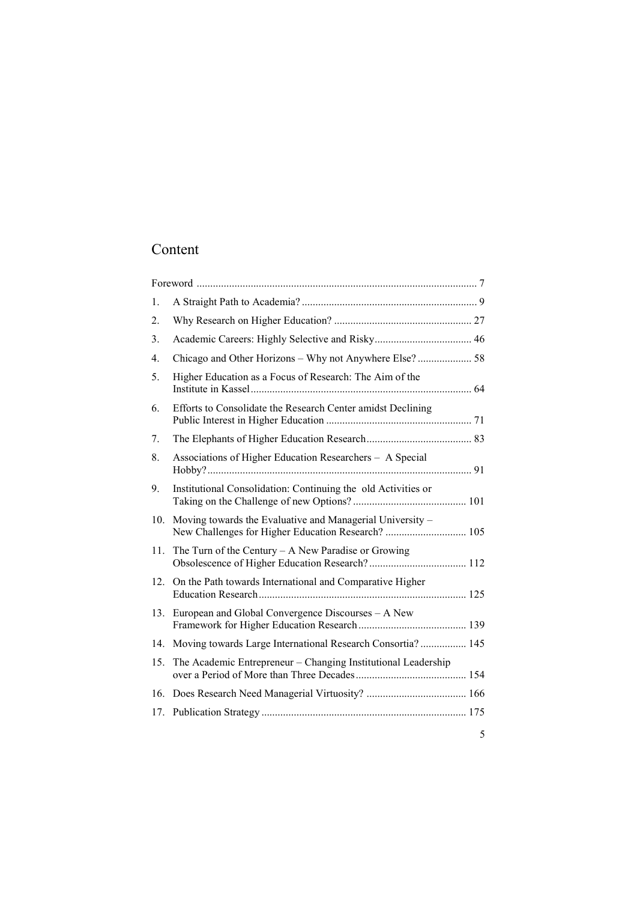# Content

| | | |
|---|---|---|
| | Foreword | 7 |
| 1. | A Straight Path to Academia? | 9 |
| 2. | Why Research on Higher Education? | 27 |
| 3. | Academic Careers: Highly Selective and Risky | 46 |
| 4. | Chicago and Other Horizons – Why not Anywhere Else? | 58 |
| 5. | Higher Education as a Focus of Research: The Aim of the Institute in Kassel | 64 |
| 6. | Efforts to Consolidate the Research Center amidst Declining Public Interest in Higher Education | 71 |
| 7. | The Elephants of Higher Education Research | 83 |
| 8. | Associations of Higher Education Researchers – A Special Hobby? | 91 |
| 9. | Institutional Consolidation: Continuing the old Activities or Taking on the Challenge of new Options? | 101 |
| 10. | Moving towards the Evaluative and Managerial University – New Challenges for Higher Education Research? | 105 |
| 11. | The Turn of the Century – A New Paradise or Growing Obsolescence of Higher Education Research? | 112 |
| 12. | On the Path towards International and Comparative Higher Education Research | 125 |
| 13. | European and Global Convergence Discourses – A New Framework for Higher Education Research | 139 |
| 14. | Moving towards Large International Research Consortia? | 145 |
| 15. | The Academic Entrepreneur – Changing Institutional Leadership over a Period of More than Three Decades | 154 |
| 16. | Does Research Need Managerial Virtuosity? | 166 |
| 17. | Publication Strategy | 175 |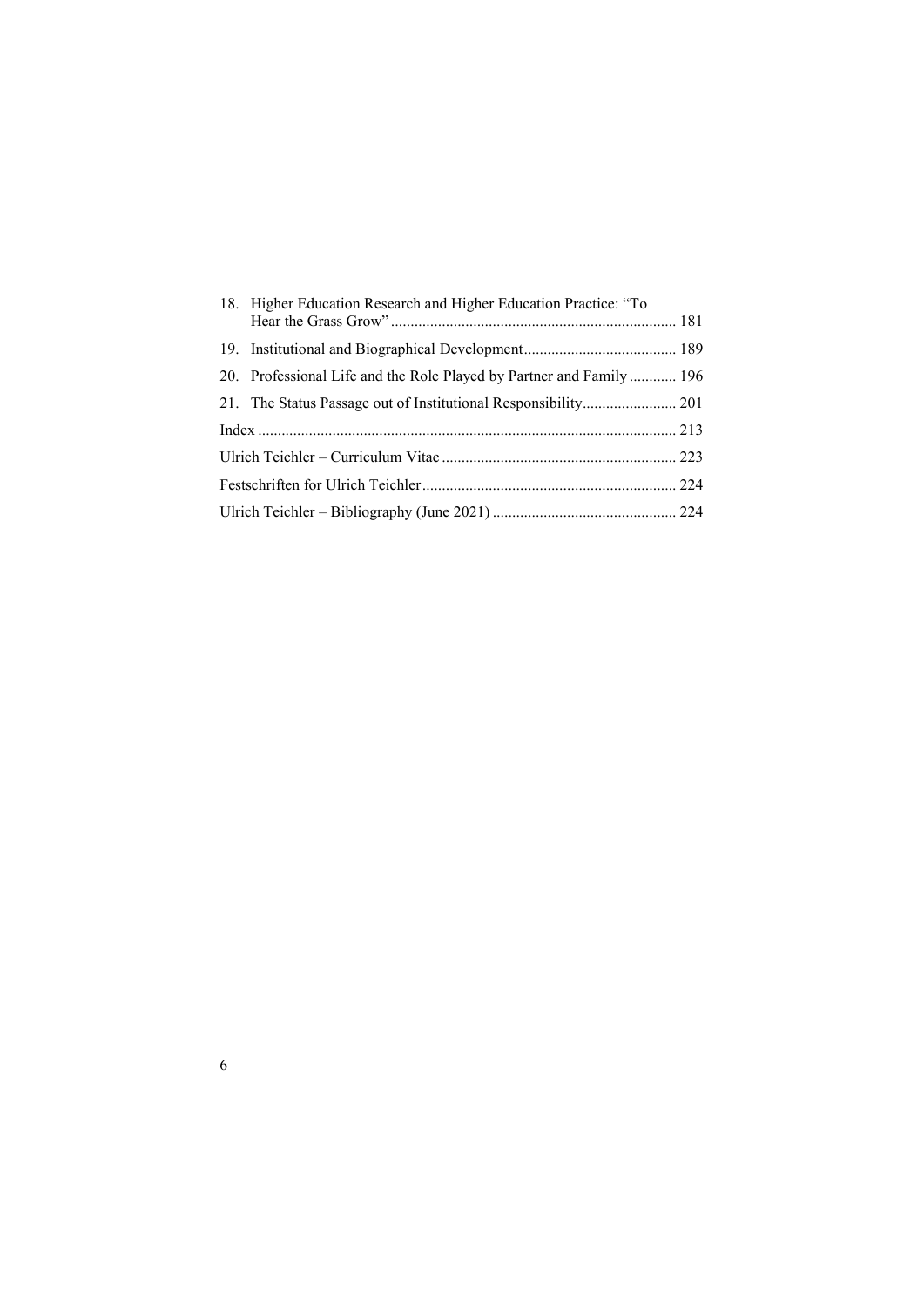18. Higher Education Research and Higher Education Practice: "To Hear the Grass Grow" ........ 181
19. Institutional and Biographical Development ........ 189
20. Professional Life and the Role Played by Partner and Family ........ 196
21. The Status Passage out of Institutional Responsibility ........ 201

Index ........ 213

Ulrich Teichler – Curriculum Vitae ........ 223

Festschriften for Ulrich Teichler ........ 224

Ulrich Teichler – Bibliography (June 2021) ........ 224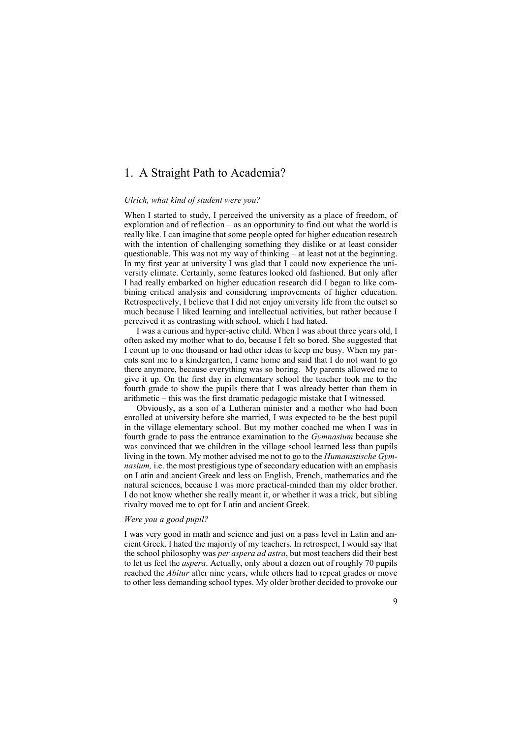# 1. A Straight Path to Academia?

*Ulrich, what kind of student were you?*

When I started to study, I perceived the university as a place of freedom, of exploration and of reflection – as an opportunity to find out what the world is really like. I can imagine that some people opted for higher education research with the intention of challenging something they dislike or at least consider questionable. This was not my way of thinking – at least not at the beginning. In my first year at university I was glad that I could now experience the university climate. Certainly, some features looked old fashioned. But only after I had really embarked on higher education research did I began to like combining critical analysis and considering improvements of higher education. Retrospectively, I believe that I did not enjoy university life from the outset so much because I liked learning and intellectual activities, but rather because I perceived it as contrasting with school, which I had hated.

I was a curious and hyper-active child. When I was about three years old, I often asked my mother what to do, because I felt so bored. She suggested that I count up to one thousand or had other ideas to keep me busy. When my parents sent me to a kindergarten, I came home and said that I do not want to go there anymore, because everything was so boring. My parents allowed me to give it up. On the first day in elementary school the teacher took me to the fourth grade to show the pupils there that I was already better than them in arithmetic – this was the first dramatic pedagogic mistake that I witnessed.

Obviously, as a son of a Lutheran minister and a mother who had been enrolled at university before she married, I was expected to be the best pupil in the village elementary school. But my mother coached me when I was in fourth grade to pass the entrance examination to the *Gymnasium* because she was convinced that we children in the village school learned less than pupils living in the town. My mother advised me not to go to the *Humanistische Gymnasium,* i.e. the most prestigious type of secondary education with an emphasis on Latin and ancient Greek and less on English, French, mathematics and the natural sciences, because I was more practical-minded than my older brother. I do not know whether she really meant it, or whether it was a trick, but sibling rivalry moved me to opt for Latin and ancient Greek.

*Were you a good pupil?*

I was very good in math and science and just on a pass level in Latin and ancient Greek. I hated the majority of my teachers. In retrospect, I would say that the school philosophy was *per aspera ad astra*, but most teachers did their best to let us feel the *aspera*. Actually, only about a dozen out of roughly 70 pupils reached the *Abitur* after nine years, while others had to repeat grades or move to other less demanding school types. My older brother decided to provoke our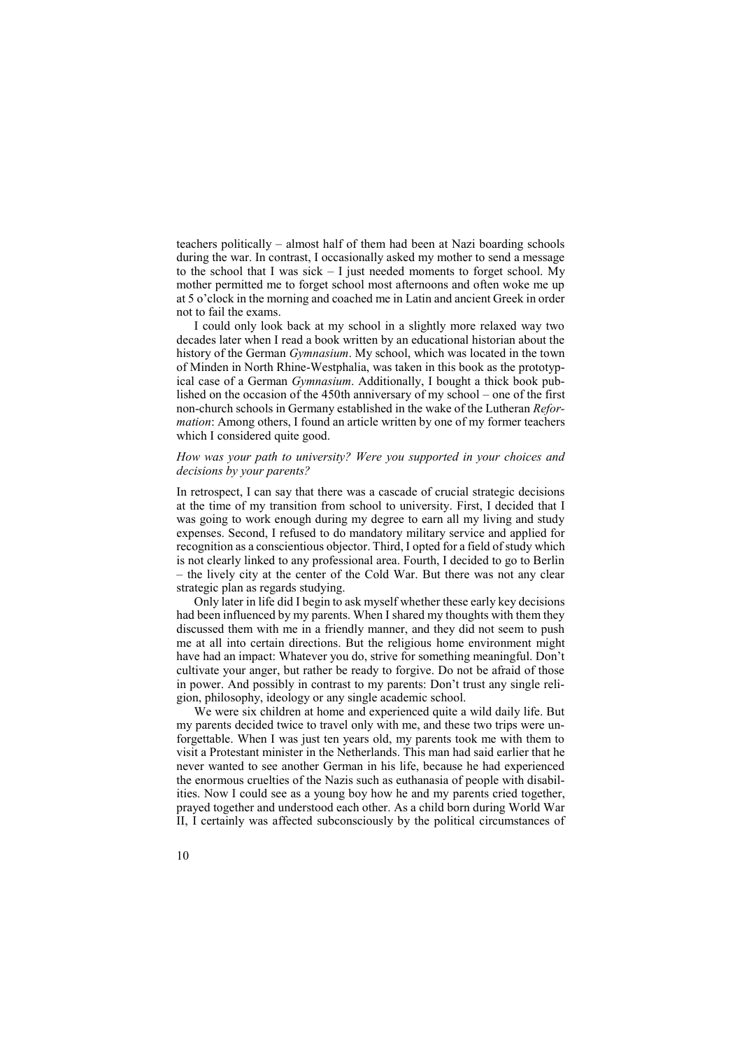teachers politically – almost half of them had been at Nazi boarding schools during the war. In contrast, I occasionally asked my mother to send a message to the school that I was sick – I just needed moments to forget school. My mother permitted me to forget school most afternoons and often woke me up at 5 o'clock in the morning and coached me in Latin and ancient Greek in order not to fail the exams.

I could only look back at my school in a slightly more relaxed way two decades later when I read a book written by an educational historian about the history of the German *Gymnasium*. My school, which was located in the town of Minden in North Rhine-Westphalia, was taken in this book as the prototypical case of a German *Gymnasium*. Additionally, I bought a thick book published on the occasion of the 450th anniversary of my school – one of the first non-church schools in Germany established in the wake of the Lutheran *Reformation*: Among others, I found an article written by one of my former teachers which I considered quite good.

*How was your path to university? Were you supported in your choices and decisions by your parents?*

In retrospect, I can say that there was a cascade of crucial strategic decisions at the time of my transition from school to university. First, I decided that I was going to work enough during my degree to earn all my living and study expenses. Second, I refused to do mandatory military service and applied for recognition as a conscientious objector. Third, I opted for a field of study which is not clearly linked to any professional area. Fourth, I decided to go to Berlin – the lively city at the center of the Cold War. But there was not any clear strategic plan as regards studying.

Only later in life did I begin to ask myself whether these early key decisions had been influenced by my parents. When I shared my thoughts with them they discussed them with me in a friendly manner, and they did not seem to push me at all into certain directions. But the religious home environment might have had an impact: Whatever you do, strive for something meaningful. Don't cultivate your anger, but rather be ready to forgive. Do not be afraid of those in power. And possibly in contrast to my parents: Don't trust any single religion, philosophy, ideology or any single academic school.

We were six children at home and experienced quite a wild daily life. But my parents decided twice to travel only with me, and these two trips were unforgettable. When I was just ten years old, my parents took me with them to visit a Protestant minister in the Netherlands. This man had said earlier that he never wanted to see another German in his life, because he had experienced the enormous cruelties of the Nazis such as euthanasia of people with disabilities. Now I could see as a young boy how he and my parents cried together, prayed together and understood each other. As a child born during World War II, I certainly was affected subconsciously by the political circumstances of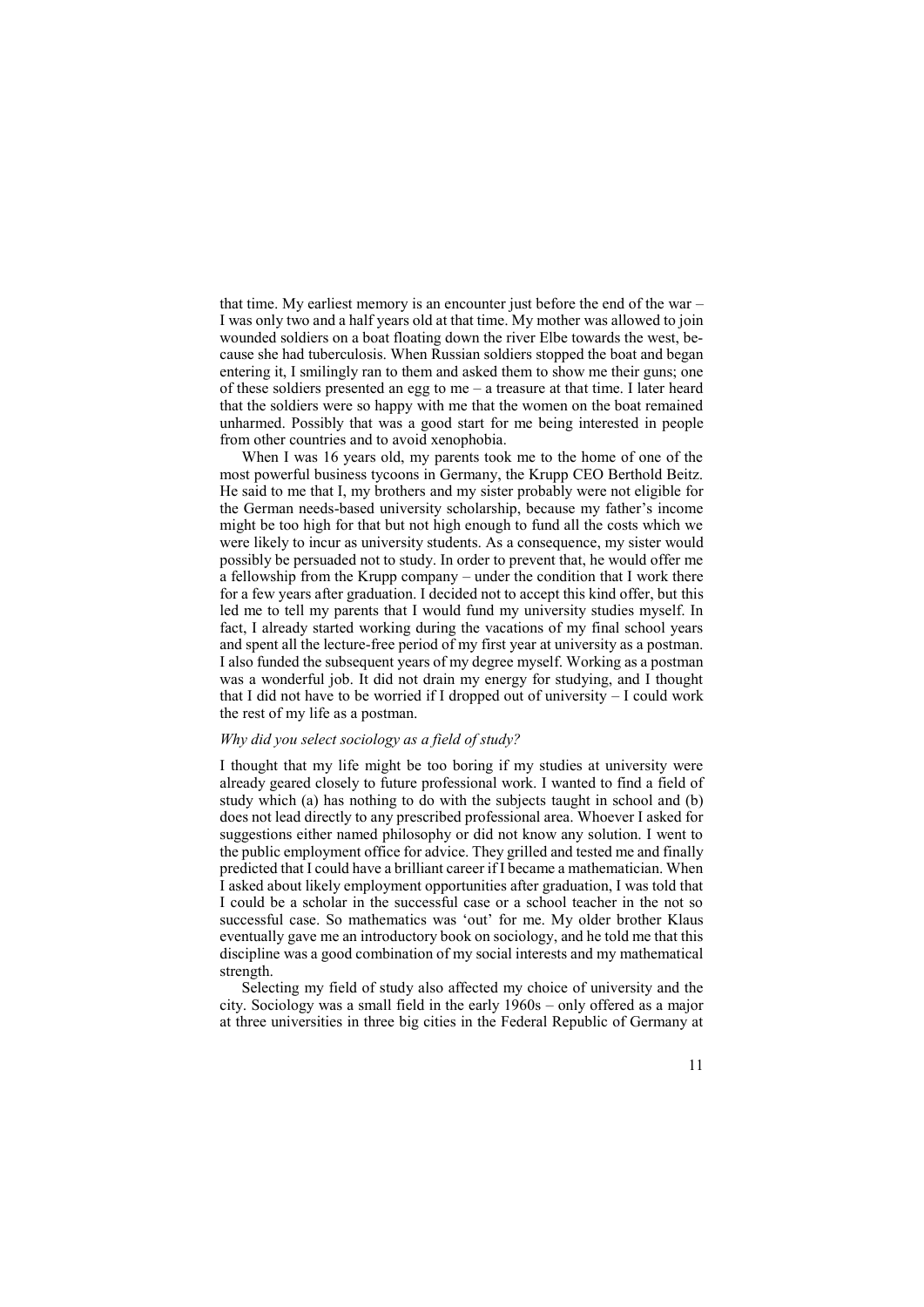that time. My earliest memory is an encounter just before the end of the war – I was only two and a half years old at that time. My mother was allowed to join wounded soldiers on a boat floating down the river Elbe towards the west, because she had tuberculosis. When Russian soldiers stopped the boat and began entering it, I smilingly ran to them and asked them to show me their guns; one of these soldiers presented an egg to me – a treasure at that time. I later heard that the soldiers were so happy with me that the women on the boat remained unharmed. Possibly that was a good start for me being interested in people from other countries and to avoid xenophobia.

When I was 16 years old, my parents took me to the home of one of the most powerful business tycoons in Germany, the Krupp CEO Berthold Beitz. He said to me that I, my brothers and my sister probably were not eligible for the German needs-based university scholarship, because my father's income might be too high for that but not high enough to fund all the costs which we were likely to incur as university students. As a consequence, my sister would possibly be persuaded not to study. In order to prevent that, he would offer me a fellowship from the Krupp company – under the condition that I work there for a few years after graduation. I decided not to accept this kind offer, but this led me to tell my parents that I would fund my university studies myself. In fact, I already started working during the vacations of my final school years and spent all the lecture-free period of my first year at university as a postman. I also funded the subsequent years of my degree myself. Working as a postman was a wonderful job. It did not drain my energy for studying, and I thought that I did not have to be worried if I dropped out of university – I could work the rest of my life as a postman.

*Why did you select sociology as a field of study?*

I thought that my life might be too boring if my studies at university were already geared closely to future professional work. I wanted to find a field of study which (a) has nothing to do with the subjects taught in school and (b) does not lead directly to any prescribed professional area. Whoever I asked for suggestions either named philosophy or did not know any solution. I went to the public employment office for advice. They grilled and tested me and finally predicted that I could have a brilliant career if I became a mathematician. When I asked about likely employment opportunities after graduation, I was told that I could be a scholar in the successful case or a school teacher in the not so successful case. So mathematics was 'out' for me. My older brother Klaus eventually gave me an introductory book on sociology, and he told me that this discipline was a good combination of my social interests and my mathematical strength.

Selecting my field of study also affected my choice of university and the city. Sociology was a small field in the early 1960s – only offered as a major at three universities in three big cities in the Federal Republic of Germany at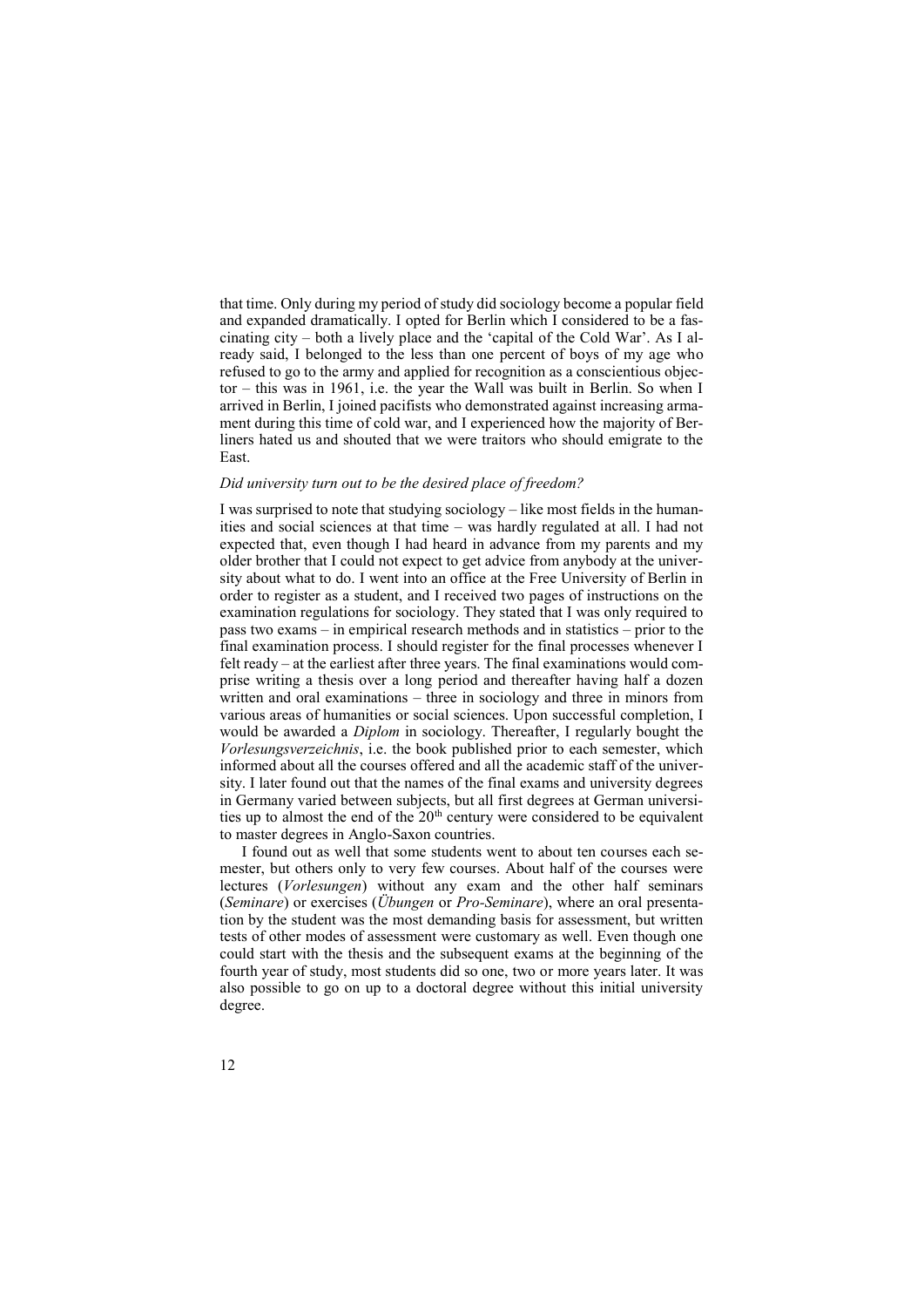that time. Only during my period of study did sociology become a popular field and expanded dramatically. I opted for Berlin which I considered to be a fascinating city – both a lively place and the 'capital of the Cold War'. As I already said, I belonged to the less than one percent of boys of my age who refused to go to the army and applied for recognition as a conscientious objector – this was in 1961, i.e. the year the Wall was built in Berlin. So when I arrived in Berlin, I joined pacifists who demonstrated against increasing armament during this time of cold war, and I experienced how the majority of Berliners hated us and shouted that we were traitors who should emigrate to the East.

*Did university turn out to be the desired place of freedom?*

I was surprised to note that studying sociology – like most fields in the humanities and social sciences at that time – was hardly regulated at all. I had not expected that, even though I had heard in advance from my parents and my older brother that I could not expect to get advice from anybody at the university about what to do. I went into an office at the Free University of Berlin in order to register as a student, and I received two pages of instructions on the examination regulations for sociology. They stated that I was only required to pass two exams – in empirical research methods and in statistics – prior to the final examination process. I should register for the final processes whenever I felt ready – at the earliest after three years. The final examinations would comprise writing a thesis over a long period and thereafter having half a dozen written and oral examinations – three in sociology and three in minors from various areas of humanities or social sciences. Upon successful completion, I would be awarded a *Diplom* in sociology. Thereafter, I regularly bought the *Vorlesungsverzeichnis*, i.e. the book published prior to each semester, which informed about all the courses offered and all the academic staff of the university. I later found out that the names of the final exams and university degrees in Germany varied between subjects, but all first degrees at German universities up to almost the end of the 20th century were considered to be equivalent to master degrees in Anglo-Saxon countries.

I found out as well that some students went to about ten courses each semester, but others only to very few courses. About half of the courses were lectures (*Vorlesungen*) without any exam and the other half seminars (*Seminare*) or exercises (*Übungen* or *Pro-Seminare*), where an oral presentation by the student was the most demanding basis for assessment, but written tests of other modes of assessment were customary as well. Even though one could start with the thesis and the subsequent exams at the beginning of the fourth year of study, most students did so one, two or more years later. It was also possible to go on up to a doctoral degree without this initial university degree.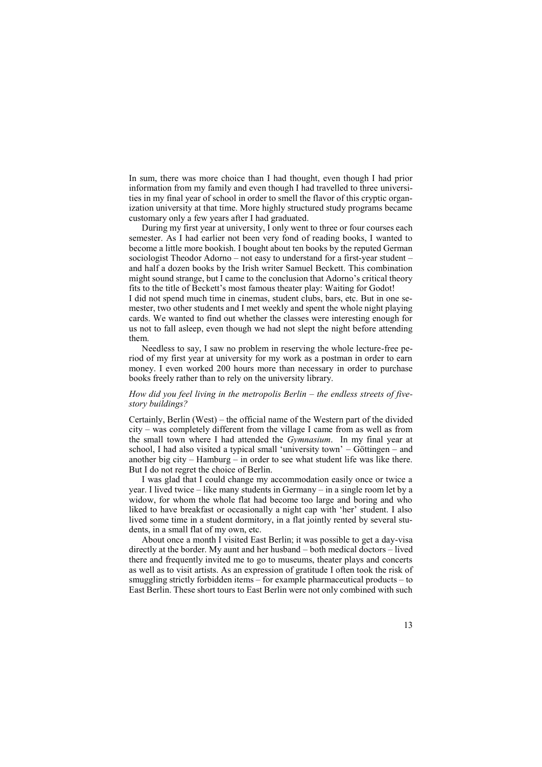In sum, there was more choice than I had thought, even though I had prior information from my family and even though I had travelled to three universities in my final year of school in order to smell the flavor of this cryptic organization university at that time. More highly structured study programs became customary only a few years after I had graduated.

During my first year at university, I only went to three or four courses each semester. As I had earlier not been very fond of reading books, I wanted to become a little more bookish. I bought about ten books by the reputed German sociologist Theodor Adorno – not easy to understand for a first-year student – and half a dozen books by the Irish writer Samuel Beckett. This combination might sound strange, but I came to the conclusion that Adorno's critical theory fits to the title of Beckett's most famous theater play: Waiting for Godot!

I did not spend much time in cinemas, student clubs, bars, etc. But in one semester, two other students and I met weekly and spent the whole night playing cards. We wanted to find out whether the classes were interesting enough for us not to fall asleep, even though we had not slept the night before attending them.

Needless to say, I saw no problem in reserving the whole lecture-free period of my first year at university for my work as a postman in order to earn money. I even worked 200 hours more than necessary in order to purchase books freely rather than to rely on the university library.

*How did you feel living in the metropolis Berlin – the endless streets of five-story buildings?*

Certainly, Berlin (West) – the official name of the Western part of the divided city – was completely different from the village I came from as well as from the small town where I had attended the *Gymnasium*. In my final year at school, I had also visited a typical small 'university town' – Göttingen – and another big city – Hamburg – in order to see what student life was like there. But I do not regret the choice of Berlin.

I was glad that I could change my accommodation easily once or twice a year. I lived twice – like many students in Germany – in a single room let by a widow, for whom the whole flat had become too large and boring and who liked to have breakfast or occasionally a night cap with 'her' student. I also lived some time in a student dormitory, in a flat jointly rented by several students, in a small flat of my own, etc.

About once a month I visited East Berlin; it was possible to get a day-visa directly at the border. My aunt and her husband – both medical doctors – lived there and frequently invited me to go to museums, theater plays and concerts as well as to visit artists. As an expression of gratitude I often took the risk of smuggling strictly forbidden items – for example pharmaceutical products – to East Berlin. These short tours to East Berlin were not only combined with such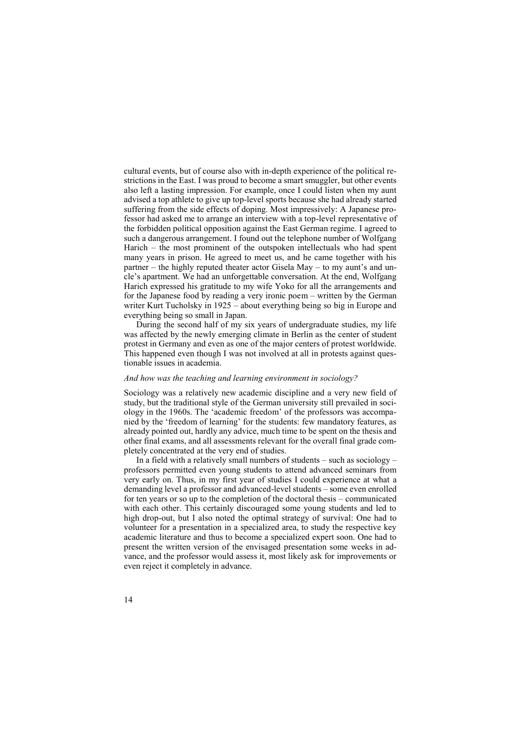cultural events, but of course also with in-depth experience of the political restrictions in the East. I was proud to become a smart smuggler, but other events also left a lasting impression. For example, once I could listen when my aunt advised a top athlete to give up top-level sports because she had already started suffering from the side effects of doping. Most impressively: A Japanese professor had asked me to arrange an interview with a top-level representative of the forbidden political opposition against the East German regime. I agreed to such a dangerous arrangement. I found out the telephone number of Wolfgang Harich – the most prominent of the outspoken intellectuals who had spent many years in prison. He agreed to meet us, and he came together with his partner – the highly reputed theater actor Gisela May – to my aunt's and uncle's apartment. We had an unforgettable conversation. At the end, Wolfgang Harich expressed his gratitude to my wife Yoko for all the arrangements and for the Japanese food by reading a very ironic poem – written by the German writer Kurt Tucholsky in 1925 – about everything being so big in Europe and everything being so small in Japan.

During the second half of my six years of undergraduate studies, my life was affected by the newly emerging climate in Berlin as the center of student protest in Germany and even as one of the major centers of protest worldwide. This happened even though I was not involved at all in protests against questionable issues in academia.

*And how was the teaching and learning environment in sociology?*

Sociology was a relatively new academic discipline and a very new field of study, but the traditional style of the German university still prevailed in sociology in the 1960s. The 'academic freedom' of the professors was accompanied by the 'freedom of learning' for the students: few mandatory features, as already pointed out, hardly any advice, much time to be spent on the thesis and other final exams, and all assessments relevant for the overall final grade completely concentrated at the very end of studies.

In a field with a relatively small numbers of students – such as sociology – professors permitted even young students to attend advanced seminars from very early on. Thus, in my first year of studies I could experience at what a demanding level a professor and advanced-level students – some even enrolled for ten years or so up to the completion of the doctoral thesis – communicated with each other. This certainly discouraged some young students and led to high drop-out, but I also noted the optimal strategy of survival: One had to volunteer for a presentation in a specialized area, to study the respective key academic literature and thus to become a specialized expert soon. One had to present the written version of the envisaged presentation some weeks in advance, and the professor would assess it, most likely ask for improvements or even reject it completely in advance.